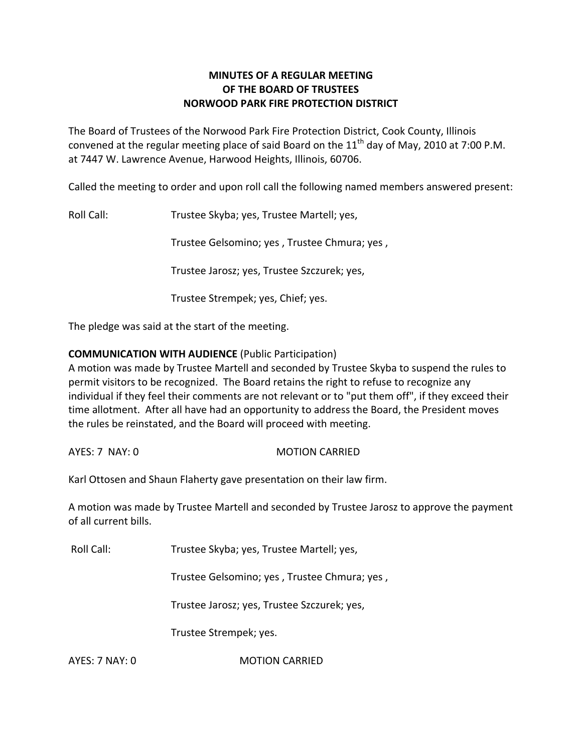# MINUTES OF A REGULAR MEETING OF THE BOARD OF TRUSTEES NORWOOD PARK FIRE PROTECTION DISTRICT

The Board of Trustees of the Norwood Park Fire Protection District, Cook County, Illinois convened at the regular meeting place of said Board on the 11th day of May, 2010 at 7:00 P.M. at 7447 W. Lawrence Avenue, Harwood Heights, Illinois, 60706.

Called the meeting to order and upon roll call the following named members answered present:

Roll Call: Trustee Skyba; yes, Trustee Martell; yes,

Trustee Gelsomino; yes , Trustee Chmura; yes ,

Trustee Jarosz; yes, Trustee Szczurek; yes,

Trustee Strempek; yes, Chief; yes.

The pledge was said at the start of the meeting.

**COMMUNICATION WITH AUDIENCE** (Public Participation)
A motion was made by Trustee Martell and seconded by Trustee Skyba to suspend the rules to permit visitors to be recognized. The Board retains the right to refuse to recognize any individual if they feel their comments are not relevant or to "put them off", if they exceed their time allotment. After all have had an opportunity to address the Board, the President moves the rules be reinstated, and the Board will proceed with meeting.

AYES: 7 NAY: 0 MOTION CARRIED

Karl Ottosen and Shaun Flaherty gave presentation on their law firm.

A motion was made by Trustee Martell and seconded by Trustee Jarosz to approve the payment of all current bills.

Roll Call: Trustee Skyba; yes, Trustee Martell; yes,

Trustee Gelsomino; yes , Trustee Chmura; yes ,

Trustee Jarosz; yes, Trustee Szczurek; yes,

Trustee Strempek; yes.

AYES: 7 NAY: 0 MOTION CARRIED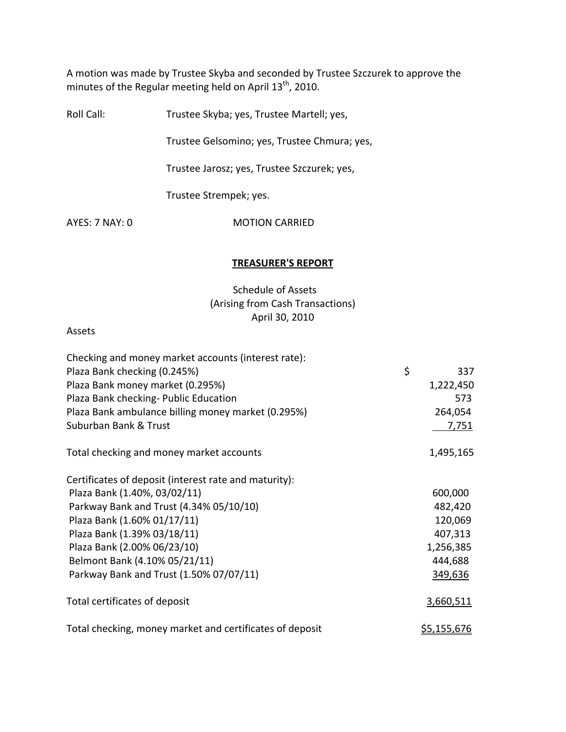A motion was made by Trustee Skyba and seconded by Trustee Szczurek to approve the minutes of the Regular meeting held on April 13th, 2010.

Roll Call: Trustee Skyba; yes, Trustee Martell; yes,

Trustee Gelsomino; yes, Trustee Chmura; yes,

Trustee Jarosz; yes, Trustee Szczurek; yes,

Trustee Strempek; yes.

AYES: 7 NAY: 0 MOTION CARRIED

## TREASURER'S REPORT

Schedule of Assets
(Arising from Cash Transactions)
April 30, 2010

Assets

| | |
|---|---|
| Checking and money market accounts (interest rate): | |
| Plaza Bank checking (0.245%) | $ 337 |
| Plaza Bank money market (0.295%) | 1,222,450 |
| Plaza Bank checking- Public Education | 573 |
| Plaza Bank ambulance billing money market (0.295%) | 264,054 |
| Suburban Bank & Trust | 7,751 |
| Total checking and money market accounts | 1,495,165 |
| Certificates of deposit (interest rate and maturity): | |
| Plaza Bank (1.40%, 03/02/11) | 600,000 |
| Parkway Bank and Trust (4.34% 05/10/10) | 482,420 |
| Plaza Bank (1.60% 01/17/11) | 120,069 |
| Plaza Bank (1.39% 03/18/11) | 407,313 |
| Plaza Bank (2.00% 06/23/10) | 1,256,385 |
| Belmont Bank (4.10% 05/21/11) | 444,688 |
| Parkway Bank and Trust (1.50% 07/07/11) | 349,636 |
| Total certificates of deposit | 3,660,511 |
| Total checking, money market and certificates of deposit | $5,155,676 |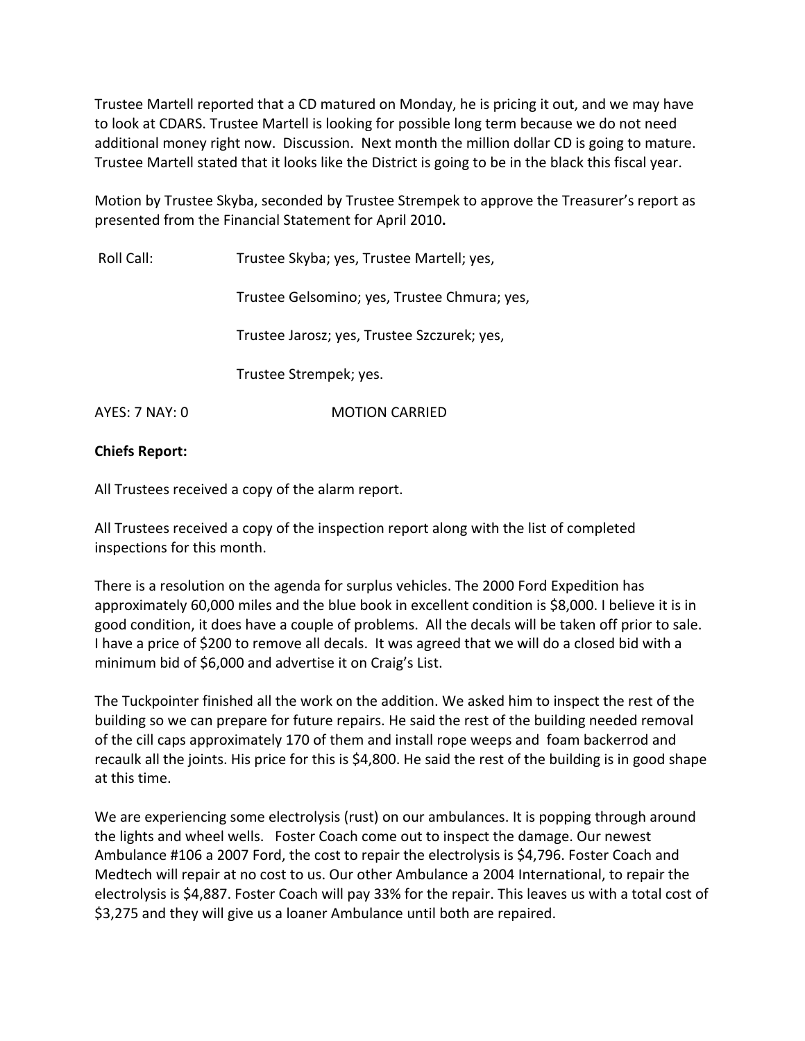Trustee Martell reported that a CD matured on Monday, he is pricing it out, and we may have to look at CDARS. Trustee Martell is looking for possible long term because we do not need additional money right now. Discussion. Next month the million dollar CD is going to mature. Trustee Martell stated that it looks like the District is going to be in the black this fiscal year.

Motion by Trustee Skyba, seconded by Trustee Strempek to approve the Treasurer's report as presented from the Financial Statement for April 2010**.**

Roll Call: Trustee Skyba; yes, Trustee Martell; yes,

Trustee Gelsomino; yes, Trustee Chmura; yes,

Trustee Jarosz; yes, Trustee Szczurek; yes,

Trustee Strempek; yes.

AYES: 7 NAY: 0 MOTION CARRIED

**Chiefs Report:**

All Trustees received a copy of the alarm report.

All Trustees received a copy of the inspection report along with the list of completed inspections for this month.

There is a resolution on the agenda for surplus vehicles. The 2000 Ford Expedition has approximately 60,000 miles and the blue book in excellent condition is $8,000. I believe it is in good condition, it does have a couple of problems. All the decals will be taken off prior to sale. I have a price of $200 to remove all decals. It was agreed that we will do a closed bid with a minimum bid of $6,000 and advertise it on Craig's List.

The Tuckpointer finished all the work on the addition. We asked him to inspect the rest of the building so we can prepare for future repairs. He said the rest of the building needed removal of the cill caps approximately 170 of them and install rope weeps and foam backerrod and recaulk all the joints. His price for this is $4,800. He said the rest of the building is in good shape at this time.

We are experiencing some electrolysis (rust) on our ambulances. It is popping through around the lights and wheel wells. Foster Coach come out to inspect the damage. Our newest Ambulance #106 a 2007 Ford, the cost to repair the electrolysis is $4,796. Foster Coach and Medtech will repair at no cost to us. Our other Ambulance a 2004 International, to repair the electrolysis is $4,887. Foster Coach will pay 33% for the repair. This leaves us with a total cost of $3,275 and they will give us a loaner Ambulance until both are repaired.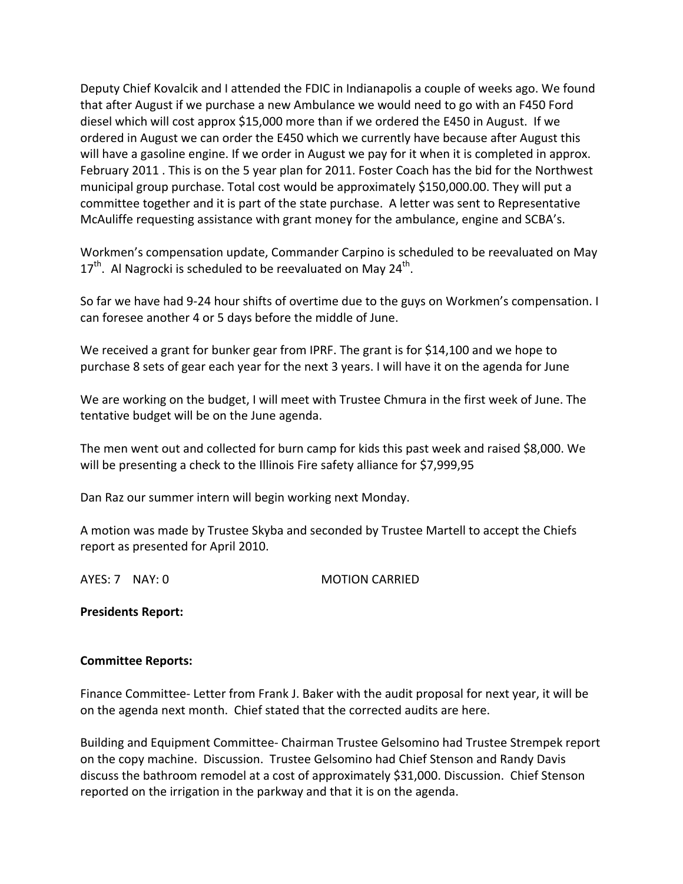Deputy Chief Kovalcik and I attended the FDIC in Indianapolis a couple of weeks ago. We found that after August if we purchase a new Ambulance we would need to go with an F450 Ford diesel which will cost approx $15,000 more than if we ordered the E450 in August. If we ordered in August we can order the E450 which we currently have because after August this will have a gasoline engine. If we order in August we pay for it when it is completed in approx. February 2011 . This is on the 5 year plan for 2011. Foster Coach has the bid for the Northwest municipal group purchase. Total cost would be approximately $150,000.00. They will put a committee together and it is part of the state purchase. A letter was sent to Representative McAuliffe requesting assistance with grant money for the ambulance, engine and SCBA's.

Workmen's compensation update, Commander Carpino is scheduled to be reevaluated on May 17th. Al Nagrocki is scheduled to be reevaluated on May 24th.

So far we have had 9-24 hour shifts of overtime due to the guys on Workmen's compensation. I can foresee another 4 or 5 days before the middle of June.

We received a grant for bunker gear from IPRF. The grant is for $14,100 and we hope to purchase 8 sets of gear each year for the next 3 years. I will have it on the agenda for June

We are working on the budget, I will meet with Trustee Chmura in the first week of June. The tentative budget will be on the June agenda.

The men went out and collected for burn camp for kids this past week and raised $8,000. We will be presenting a check to the Illinois Fire safety alliance for $7,999,95

Dan Raz our summer intern will begin working next Monday.

A motion was made by Trustee Skyba and seconded by Trustee Martell to accept the Chiefs report as presented for April 2010.

AYES: 7 NAY: 0 MOTION CARRIED

**Presidents Report:**

**Committee Reports:**

Finance Committee- Letter from Frank J. Baker with the audit proposal for next year, it will be on the agenda next month. Chief stated that the corrected audits are here.

Building and Equipment Committee- Chairman Trustee Gelsomino had Trustee Strempek report on the copy machine. Discussion. Trustee Gelsomino had Chief Stenson and Randy Davis discuss the bathroom remodel at a cost of approximately $31,000. Discussion. Chief Stenson reported on the irrigation in the parkway and that it is on the agenda.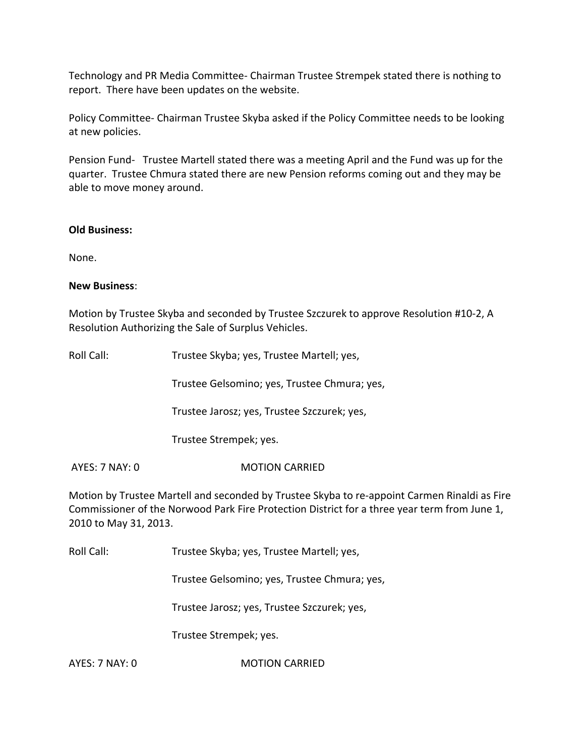Technology and PR Media Committee- Chairman Trustee Strempek stated there is nothing to report. There have been updates on the website.

Policy Committee- Chairman Trustee Skyba asked if the Policy Committee needs to be looking at new policies.

Pension Fund- Trustee Martell stated there was a meeting April and the Fund was up for the quarter. Trustee Chmura stated there are new Pension reforms coming out and they may be able to move money around.

**Old Business:**

None.

**New Business**:

Motion by Trustee Skyba and seconded by Trustee Szczurek to approve Resolution #10-2, A Resolution Authorizing the Sale of Surplus Vehicles.

Roll Call: Trustee Skyba; yes, Trustee Martell; yes,

Trustee Gelsomino; yes, Trustee Chmura; yes,

Trustee Jarosz; yes, Trustee Szczurek; yes,

Trustee Strempek; yes.

AYES: 7 NAY: 0 MOTION CARRIED

Motion by Trustee Martell and seconded by Trustee Skyba to re-appoint Carmen Rinaldi as Fire Commissioner of the Norwood Park Fire Protection District for a three year term from June 1, 2010 to May 31, 2013.

Roll Call: Trustee Skyba; yes, Trustee Martell; yes,

Trustee Gelsomino; yes, Trustee Chmura; yes,

Trustee Jarosz; yes, Trustee Szczurek; yes,

Trustee Strempek; yes.

AYES: 7 NAY: 0 MOTION CARRIED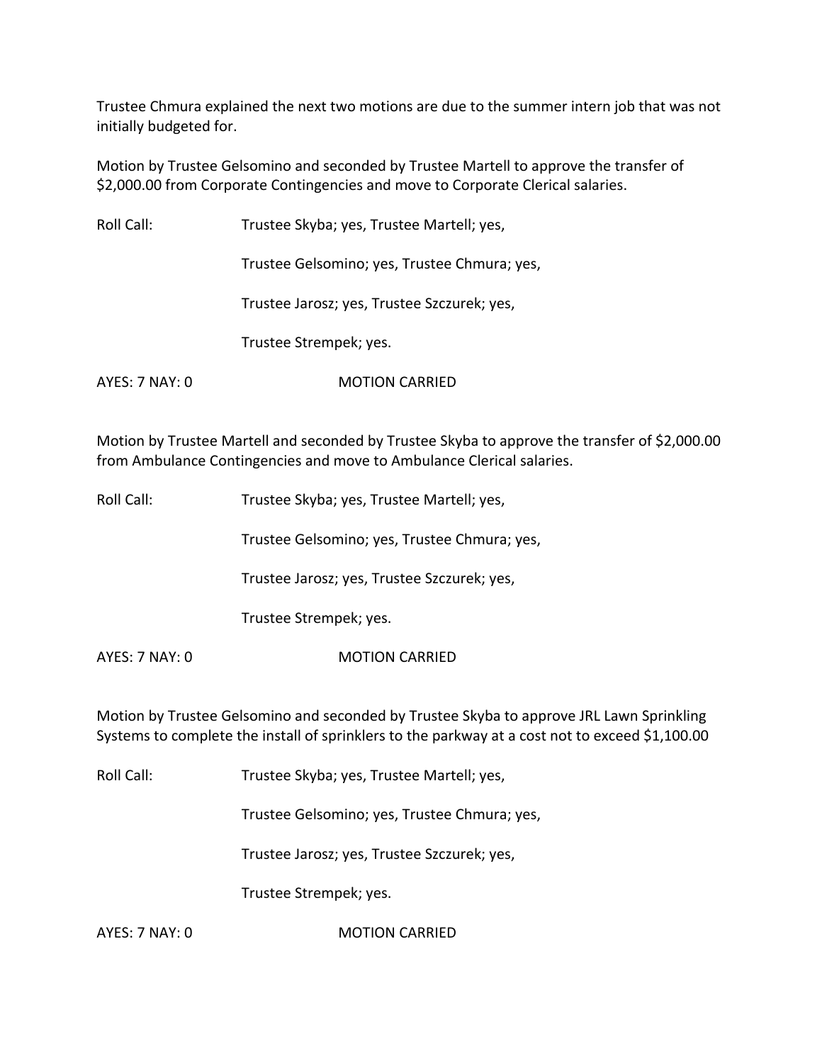Trustee Chmura explained the next two motions are due to the summer intern job that was not initially budgeted for.

Motion by Trustee Gelsomino and seconded by Trustee Martell to approve the transfer of $2,000.00 from Corporate Contingencies and move to Corporate Clerical salaries.

Roll Call: Trustee Skyba; yes, Trustee Martell; yes,

Trustee Gelsomino; yes, Trustee Chmura; yes,

Trustee Jarosz; yes, Trustee Szczurek; yes,

Trustee Strempek; yes.

AYES: 7 NAY: 0 MOTION CARRIED

Motion by Trustee Martell and seconded by Trustee Skyba to approve the transfer of $2,000.00 from Ambulance Contingencies and move to Ambulance Clerical salaries.

Roll Call: Trustee Skyba; yes, Trustee Martell; yes,

Trustee Gelsomino; yes, Trustee Chmura; yes,

Trustee Jarosz; yes, Trustee Szczurek; yes,

Trustee Strempek; yes.

AYES: 7 NAY: 0 MOTION CARRIED

Motion by Trustee Gelsomino and seconded by Trustee Skyba to approve JRL Lawn Sprinkling Systems to complete the install of sprinklers to the parkway at a cost not to exceed $1,100.00

Roll Call: Trustee Skyba; yes, Trustee Martell; yes,

Trustee Gelsomino; yes, Trustee Chmura; yes,

Trustee Jarosz; yes, Trustee Szczurek; yes,

Trustee Strempek; yes.

AYES: 7 NAY: 0 MOTION CARRIED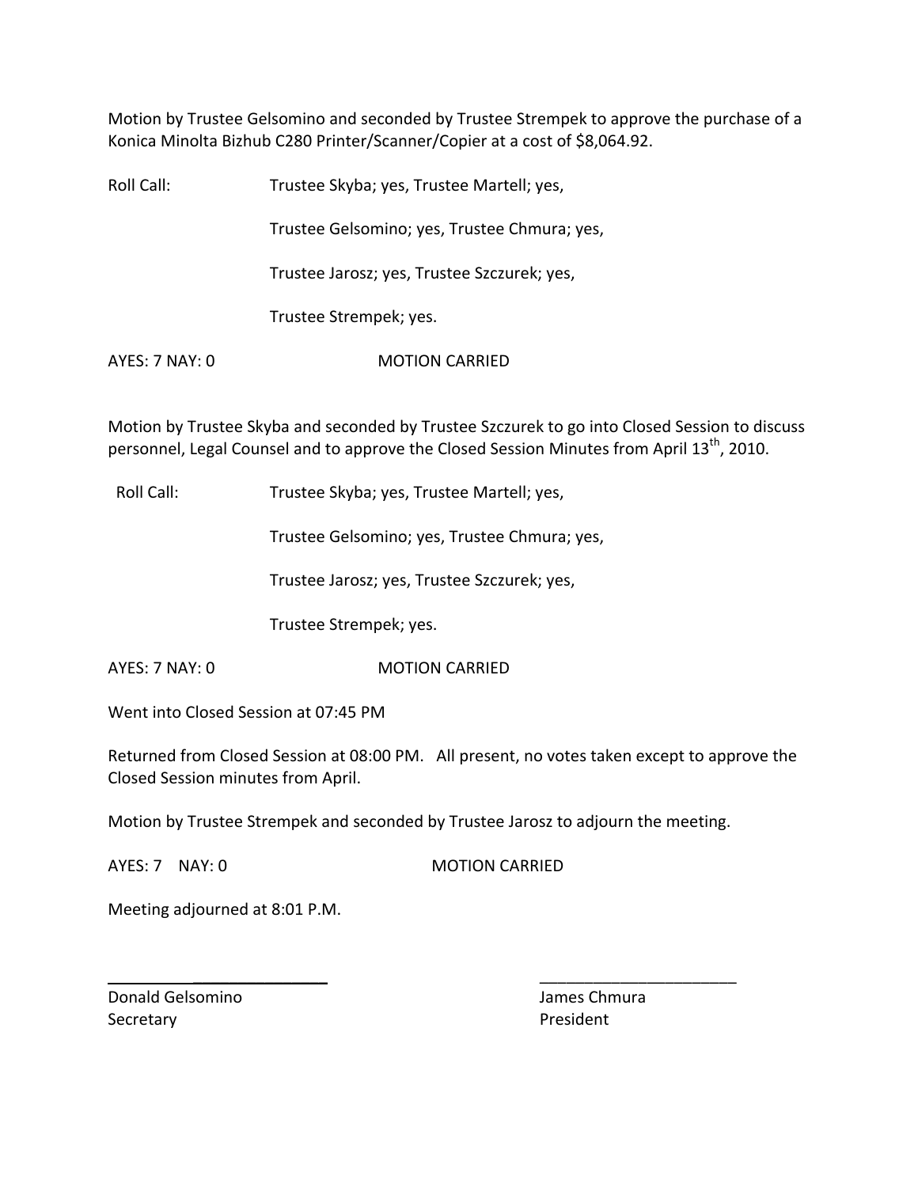Motion by Trustee Gelsomino and seconded by Trustee Strempek to approve the purchase of a Konica Minolta Bizhub C280 Printer/Scanner/Copier at a cost of $8,064.92.

Roll Call: Trustee Skyba; yes, Trustee Martell; yes,

Trustee Gelsomino; yes, Trustee Chmura; yes,

Trustee Jarosz; yes, Trustee Szczurek; yes,

Trustee Strempek; yes.

AYES: 7 NAY: 0 MOTION CARRIED

Motion by Trustee Skyba and seconded by Trustee Szczurek to go into Closed Session to discuss personnel, Legal Counsel and to approve the Closed Session Minutes from April 13th, 2010.

Roll Call: Trustee Skyba; yes, Trustee Martell; yes,

Trustee Gelsomino; yes, Trustee Chmura; yes,

Trustee Jarosz; yes, Trustee Szczurek; yes,

Trustee Strempek; yes.

AYES: 7 NAY: 0 MOTION CARRIED

Went into Closed Session at 07:45 PM

Returned from Closed Session at 08:00 PM. All present, no votes taken except to approve the Closed Session minutes from April.

Motion by Trustee Strempek and seconded by Trustee Jarosz to adjourn the meeting.

AYES: 7 NAY: 0 MOTION CARRIED

Meeting adjourned at 8:01 P.M.

\_\_\_\_\_\_\_\_\_\_\_\_\_\_\_\_\_\_\_\_\_\_\_ \_\_\_\_\_\_\_\_\_\_\_\_\_\_\_\_\_\_\_\_\_\_\_

Donald Gelsomino James Chmura

Secretary President